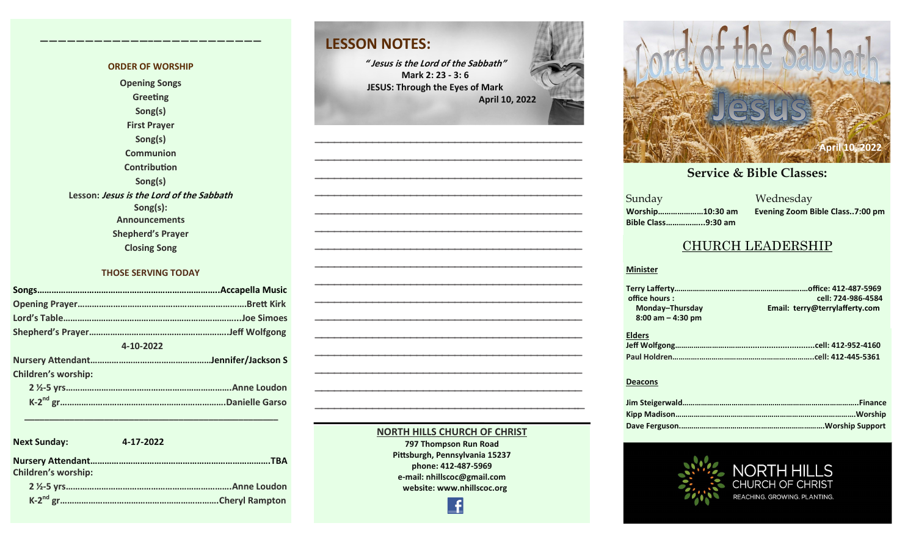## ORDER OF WORSHIP

Opening Songs
Greeting
Song(s)
First Prayer
Song(s)
Communion
Contribution
Song(s)
Lesson: *Jesus is the Lord of the Sabbath*
Song(s):
Announcements
Shepherd's Prayer
Closing Song

## THOSE SERVING TODAY

**Songs**……………………………………………………………….**Accapella Music**
**Opening Prayer**…………………………………………………………**Brett Kirk**
**Lord's Table**…………………………………………………………….**Joe Simoes**
**Shepherd's Prayer**……………………………………………….**Jeff Wolfgong**

**4-10-2022**

**Nursery Attendant**……………………………………………**Jennifer/Jackson S**
**Children's worship:**
**2 ½-5 yrs**……………………………………………………………**Anne Loudon**
**K-2nd gr**……………………………………………………………**Danielle Garso**

**Next Sunday: 4-17-2022**

**Nursery Attendant**………………………………………………………………**TBA**
**Children's worship:**
**2 ½-5 yrs**……………………………………………………………**Anne Loudon**
**K-2nd gr**…………………………………………………………**Cheryl Rampton**

## LESSON NOTES:

***"Jesus is the Lord of the Sabbath"***
**Mark 2: 23 - 3: 6**
**JESUS: Through the Eyes of Mark**
**April 10, 2022**

**NORTH HILLS CHURCH OF CHRIST**
**797 Thompson Run Road**
**Pittsburgh, Pennsylvania 15237**
**phone: 412-487-5969**
**e-mail: nhillscoc@gmail.com**
**website: www.nhillscoc.org**

# Lord of the Sabbath
# Jesus
April 10, 2022

## Service & Bible Classes:

Sunday
**Worship**…………………**10:30 am**
**Bible Class**……………….**9:30 am**

Wednesday
**Evening Zoom Bible Class..7:00 pm**

## CHURCH LEADERSHIP

**Minister**

**Terry Lafferty**……………………………………………………**office: 412-487-5969**
**office hours :** **cell: 724-986-4584**
**Monday–Thursday** **Email: terry@terrylafferty.com**
**8:00 am – 4:30 pm**

**Elders**
**Jeff Wolfgong**……………………………………………………**cell: 412-952-4160**
**Paul Holdren**……………………………………………………**cell: 412-445-5361**

**Deacons**

**Jim Steigerwald**………………………………………………………………**Finance**
**Kipp Madison**…………………………………………………………………**Worship**
**Dave Ferguson**…………………………………………………**Worship Support**

NORTH HILLS
CHURCH OF CHRIST
REACHING. GROWING. PLANTING.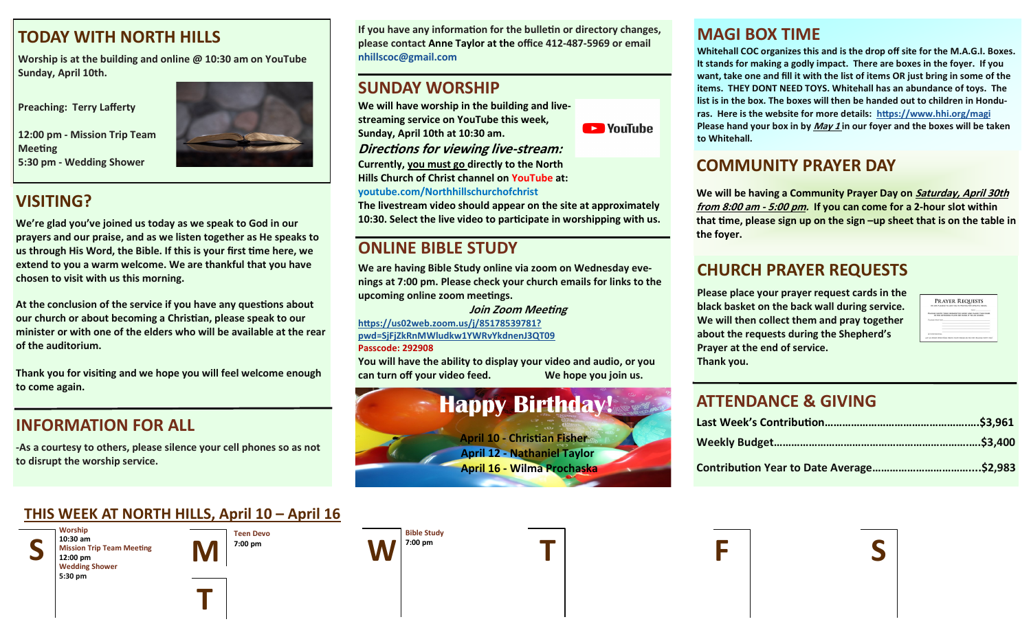## TODAY WITH NORTH HILLS

**Worship is at the building and online @ 10:30 am on YouTube Sunday, April 10th.**

**Preaching: Terry Lafferty**

**12:00 pm - Mission Trip Team Meeting**
**5:30 pm - Wedding Shower**

## VISITING?

**We're glad you've joined us today as we speak to God in our prayers and our praise, and as we listen together as He speaks to us through His Word, the Bible. If this is your first time here, we extend to you a warm welcome. We are thankful that you have chosen to visit with us this morning.**

**At the conclusion of the service if you have any questions about our church or about becoming a Christian, please speak to our minister or with one of the elders who will be available at the rear of the auditorium.**

**Thank you for visiting and we hope you will feel welcome enough to come again.**

## INFORMATION FOR ALL

**-As a courtesy to others, please silence your cell phones so as not to disrupt the worship service.**

**If you have any information for the bulletin or directory changes, please contact Anne Taylor at the office 412-487-5969 or email nhillscoc@gmail.com**

## SUNDAY WORSHIP

**We will have worship in the building and live-streaming service on YouTube this week, Sunday, April 10th at 10:30 am.**

***Directions for viewing live-stream:***

**Currently, you must go directly to the North Hills Church of Christ channel on YouTube at: youtube.com/Northhillschurchofchrist**

**The livestream video should appear on the site at approximately 10:30. Select the live video to participate in worshipping with us.**

## ONLINE BIBLE STUDY

**We are having Bible Study online via zoom on Wednesday evenings at 7:00 pm. Please check your church emails for links to the upcoming online zoom meetings.**

*Join Zoom Meeting*

https://us02web.zoom.us/j/85178539781?pwd=SjFjZkRnMWludkw1YWRvYkdnenJ3QT09

**Passcode: 292908**

**You will have the ability to display your video and audio, or you can turn off your video feed. We hope you join us.**

## Happy Birthday!

**April 10 - Christian Fisher**
**April 12 - Nathaniel Taylor**
**April 16 - Wilma Prochaska**

## MAGI BOX TIME

**Whitehall COC organizes this and is the drop off site for the M.A.G.I. Boxes. It stands for making a godly impact. There are boxes in the foyer. If you want, take one and fill it with the list of items OR just bring in some of the items. THEY DONT NEED TOYS. Whitehall has an abundance of toys. The list is in the box. The boxes will then be handed out to children in Honduras. Here is the website for more details: https://www.hhi.org/magi Please hand your box in by *May 1* in our foyer and the boxes will be taken to Whitehall.**

## COMMUNITY PRAYER DAY

**We will be having a Community Prayer Day on *Saturday, April 30th from 8:00 am - 5:00 pm*. If you can come for a 2-hour slot within that time, please sign up on the sign –up sheet that is on the table in the foyer.**

## CHURCH PRAYER REQUESTS

**Please place your prayer request cards in the black basket on the back wall during service. We will then collect them and pray together about the requests during the Shepherd's Prayer at the end of service. Thank you.**

## ATTENDANCE & GIVING

**Last Week's Contribution……………………………………………$3,961**
**Weekly Budget…………………………………………………………$3,400**
**Contribution Year to Date Average……………………………$2,983**

## THIS WEEK AT NORTH HILLS, April 10 – April 16

**S** — Worship 10:30 am; Mission Trip Team Meeting 12:00 pm; Wedding Shower 5:30 pm

**M** — Teen Devo 7:00 pm

**T**

**W** — Bible Study 7:00 pm

**T**

**F**

**S**